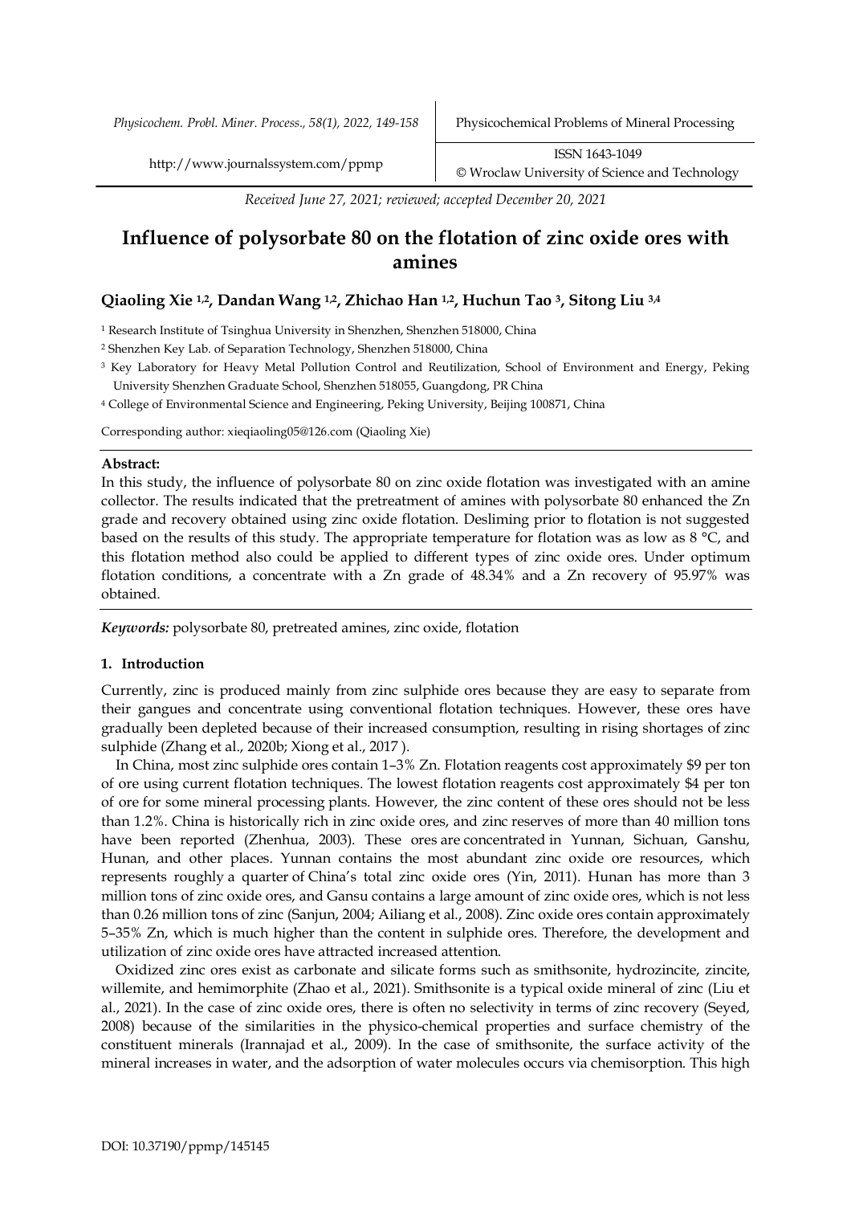*Received June 27, 2021; reviewed; accepted December 20, 2021*

# Influence of polysorbate 80 on the flotation of zinc oxide ores with amines

**Qiaoling Xie [1,2], Dandan Wang [1,2], Zhichao Han [1,2], Huchun Tao [3], Sitong Liu [3,4]**

[1] Research Institute of Tsinghua University in Shenzhen, Shenzhen 518000, China

[2] Shenzhen Key Lab. of Separation Technology, Shenzhen 518000, China

[3] Key Laboratory for Heavy Metal Pollution Control and Reutilization, School of Environment and Energy, Peking University Shenzhen Graduate School, Shenzhen 518055, Guangdong, PR China

[4] College of Environmental Science and Engineering, Peking University, Beijing 100871, China

Corresponding author: xieqiaoling05@126.com (Qiaoling Xie)

**Abstract:**

In this study, the influence of polysorbate 80 on zinc oxide flotation was investigated with an amine collector. The results indicated that the pretreatment of amines with polysorbate 80 enhanced the Zn grade and recovery obtained using zinc oxide flotation. Desliming prior to flotation is not suggested based on the results of this study. The appropriate temperature for flotation was as low as 8 °C, and this flotation method also could be applied to different types of zinc oxide ores. Under optimum flotation conditions, a concentrate with a Zn grade of 48.34% and a Zn recovery of 95.97% was obtained.

***Keywords:*** polysorbate 80, pretreated amines, zinc oxide, flotation

## 1. Introduction

Currently, zinc is produced mainly from zinc sulphide ores because they are easy to separate from their gangues and concentrate using conventional flotation techniques. However, these ores have gradually been depleted because of their increased consumption, resulting in rising shortages of zinc sulphide (Zhang et al., 2020b; Xiong et al., 2017 ).

In China, most zinc sulphide ores contain 1–3% Zn. Flotation reagents cost approximately \$9 per ton of ore using current flotation techniques. The lowest flotation reagents cost approximately \$4 per ton of ore for some mineral processing plants. However, the zinc content of these ores should not be less than 1.2%. China is historically rich in zinc oxide ores, and zinc reserves of more than 40 million tons have been reported (Zhenhua, 2003). These ores are concentrated in Yunnan, Sichuan, Ganshu, Hunan, and other places. Yunnan contains the most abundant zinc oxide ore resources, which represents roughly a quarter of China's total zinc oxide ores (Yin, 2011). Hunan has more than 3 million tons of zinc oxide ores, and Gansu contains a large amount of zinc oxide ores, which is not less than 0.26 million tons of zinc (Sanjun, 2004; Ailiang et al., 2008). Zinc oxide ores contain approximately 5–35% Zn, which is much higher than the content in sulphide ores. Therefore, the development and utilization of zinc oxide ores have attracted increased attention.

Oxidized zinc ores exist as carbonate and silicate forms such as smithsonite, hydrozincite, zincite, willemite, and hemimorphite (Zhao et al., 2021). Smithsonite is a typical oxide mineral of zinc (Liu et al., 2021). In the case of zinc oxide ores, there is often no selectivity in terms of zinc recovery (Seyed, 2008) because of the similarities in the physico-chemical properties and surface chemistry of the constituent minerals (Irannajad et al., 2009). In the case of smithsonite, the surface activity of the mineral increases in water, and the adsorption of water molecules occurs via chemisorption. This high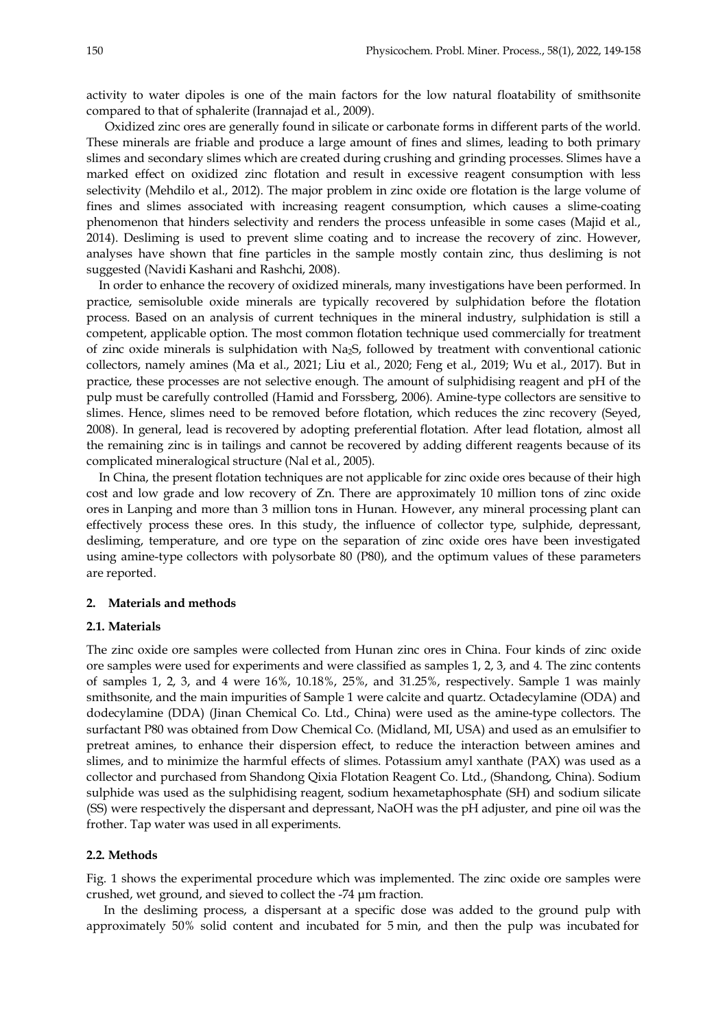activity to water dipoles is one of the main factors for the low natural floatability of smithsonite compared to that of sphalerite (Irannajad et al., 2009).

Oxidized zinc ores are generally found in silicate or carbonate forms in different parts of the world. These minerals are friable and produce a large amount of fines and slimes, leading to both primary slimes and secondary slimes which are created during crushing and grinding processes. Slimes have a marked effect on oxidized zinc flotation and result in excessive reagent consumption with less selectivity (Mehdilo et al., 2012). The major problem in zinc oxide ore flotation is the large volume of fines and slimes associated with increasing reagent consumption, which causes a slime-coating phenomenon that hinders selectivity and renders the process unfeasible in some cases (Majid et al., 2014). Desliming is used to prevent slime coating and to increase the recovery of zinc. However, analyses have shown that fine particles in the sample mostly contain zinc, thus desliming is not suggested (Navidi Kashani and Rashchi, 2008).

In order to enhance the recovery of oxidized minerals, many investigations have been performed. In practice, semisoluble oxide minerals are typically recovered by sulphidation before the flotation process. Based on an analysis of current techniques in the mineral industry, sulphidation is still a competent, applicable option. The most common flotation technique used commercially for treatment of zinc oxide minerals is sulphidation with $Na_2S$, followed by treatment with conventional cationic collectors, namely amines (Ma et al., 2021; Liu et al., 2020; Feng et al., 2019; Wu et al., 2017). But in practice, these processes are not selective enough. The amount of sulphidising reagent and pH of the pulp must be carefully controlled (Hamid and Forssberg, 2006). Amine-type collectors are sensitive to slimes. Hence, slimes need to be removed before flotation, which reduces the zinc recovery (Seyed, 2008). In general, lead is recovered by adopting preferential flotation. After lead flotation, almost all the remaining zinc is in tailings and cannot be recovered by adding different reagents because of its complicated mineralogical structure (Nal et al., 2005).

In China, the present flotation techniques are not applicable for zinc oxide ores because of their high cost and low grade and low recovery of Zn. There are approximately 10 million tons of zinc oxide ores in Lanping and more than 3 million tons in Hunan. However, any mineral processing plant can effectively process these ores. In this study, the influence of collector type, sulphide, depressant, desliming, temperature, and ore type on the separation of zinc oxide ores have been investigated using amine-type collectors with polysorbate 80 (P80), and the optimum values of these parameters are reported.

## 2. Materials and methods

### 2.1. Materials

The zinc oxide ore samples were collected from Hunan zinc ores in China. Four kinds of zinc oxide ore samples were used for experiments and were classified as samples 1, 2, 3, and 4. The zinc contents of samples 1, 2, 3, and 4 were 16%, 10.18%, 25%, and 31.25%, respectively. Sample 1 was mainly smithsonite, and the main impurities of Sample 1 were calcite and quartz. Octadecylamine (ODA) and dodecylamine (DDA) (Jinan Chemical Co. Ltd., China) were used as the amine-type collectors. The surfactant P80 was obtained from Dow Chemical Co. (Midland, MI, USA) and used as an emulsifier to pretreat amines, to enhance their dispersion effect, to reduce the interaction between amines and slimes, and to minimize the harmful effects of slimes. Potassium amyl xanthate (PAX) was used as a collector and purchased from Shandong Qixia Flotation Reagent Co. Ltd., (Shandong, China). Sodium sulphide was used as the sulphidising reagent, sodium hexametaphosphate (SH) and sodium silicate (SS) were respectively the dispersant and depressant, NaOH was the pH adjuster, and pine oil was the frother. Tap water was used in all experiments.

### 2.2. Methods

Fig. 1 shows the experimental procedure which was implemented. The zinc oxide ore samples were crushed, wet ground, and sieved to collect the -74 µm fraction.

In the desliming process, a dispersant at a specific dose was added to the ground pulp with approximately 50% solid content and incubated for 5 min, and then the pulp was incubated for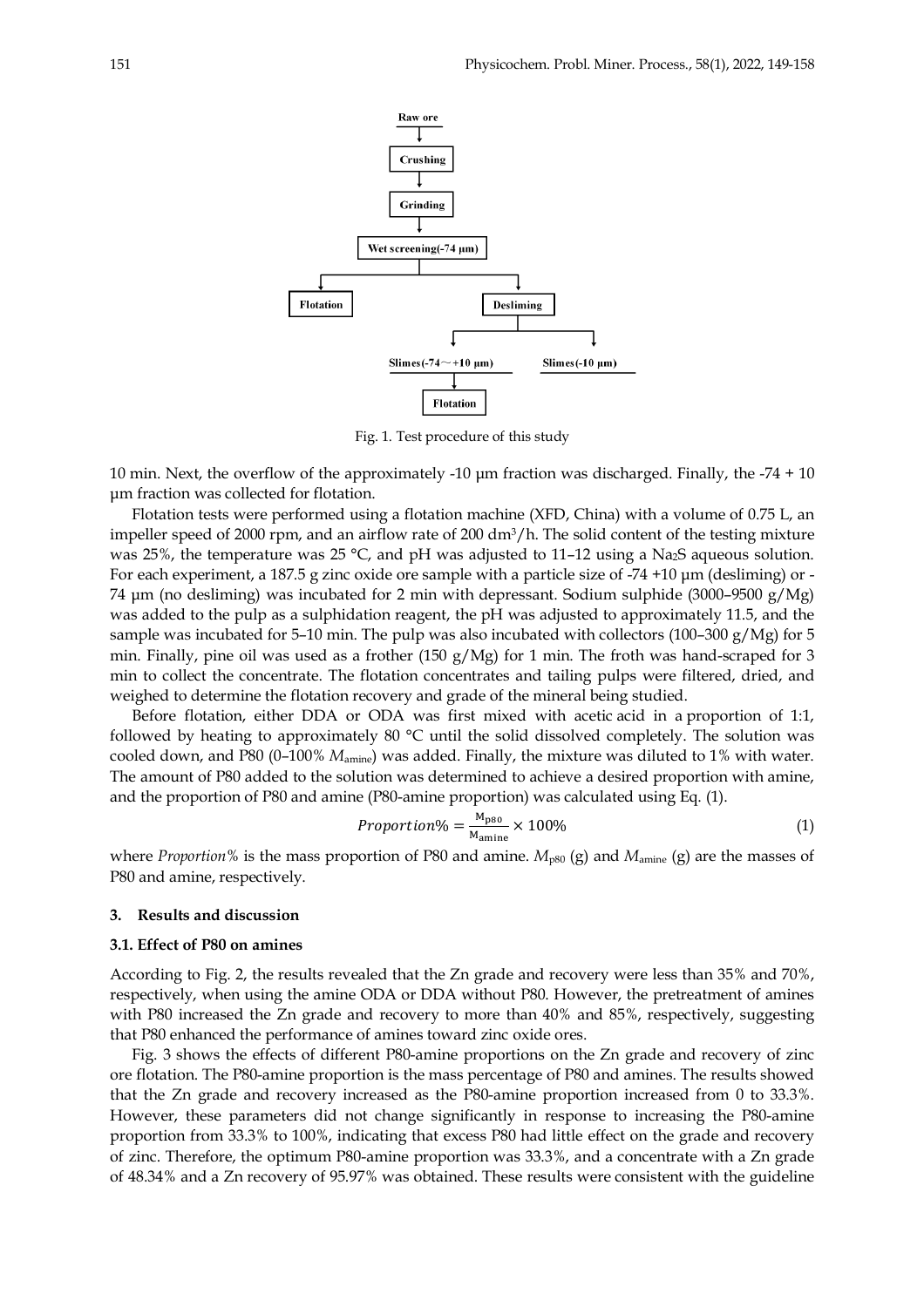Fig. 1. Test procedure of this study

10 min. Next, the overflow of the approximately -10 μm fraction was discharged. Finally, the -74 + 10 μm fraction was collected for flotation.

Flotation tests were performed using a flotation machine (XFD, China) with a volume of 0.75 L, an impeller speed of 2000 rpm, and an airflow rate of 200 $dm^3/h$. The solid content of the testing mixture was 25%, the temperature was 25 °C, and pH was adjusted to 11–12 using a $Na_2S$ aqueous solution. For each experiment, a 187.5 g zinc oxide ore sample with a particle size of -74 +10 μm (desliming) or -74 μm (no desliming) was incubated for 2 min with depressant. Sodium sulphide (3000–9500 g/Mg) was added to the pulp as a sulphidation reagent, the pH was adjusted to approximately 11.5, and the sample was incubated for 5–10 min. The pulp was also incubated with collectors (100–300 g/Mg) for 5 min. Finally, pine oil was used as a frother (150 g/Mg) for 1 min. The froth was hand-scraped for 3 min to collect the concentrate. The flotation concentrates and tailing pulps were filtered, dried, and weighed to determine the flotation recovery and grade of the mineral being studied.

Before flotation, either DDA or ODA was first mixed with acetic acid in a proportion of 1:1, followed by heating to approximately 80 °C until the solid dissolved completely. The solution was cooled down, and P80 (0–100% $M_{amine}$) was added. Finally, the mixture was diluted to 1% with water. The amount of P80 added to the solution was determined to achieve a desired proportion with amine, and the proportion of P80 and amine (P80-amine proportion) was calculated using Eq. (1).

$$Proportion\% = \frac{M_{p80}}{M_{amine}} \times 100\% \tag{1}$$

where *Proportion*% is the mass proportion of P80 and amine. $M_{p80}$ (g) and $M_{amine}$ (g) are the masses of P80 and amine, respectively.

## 3. Results and discussion

### 3.1. Effect of P80 on amines

According to Fig. 2, the results revealed that the Zn grade and recovery were less than 35% and 70%, respectively, when using the amine ODA or DDA without P80. However, the pretreatment of amines with P80 increased the Zn grade and recovery to more than 40% and 85%, respectively, suggesting that P80 enhanced the performance of amines toward zinc oxide ores.

Fig. 3 shows the effects of different P80-amine proportions on the Zn grade and recovery of zinc ore flotation. The P80-amine proportion is the mass percentage of P80 and amines. The results showed that the Zn grade and recovery increased as the P80-amine proportion increased from 0 to 33.3%. However, these parameters did not change significantly in response to increasing the P80-amine proportion from 33.3% to 100%, indicating that excess P80 had little effect on the grade and recovery of zinc. Therefore, the optimum P80-amine proportion was 33.3%, and a concentrate with a Zn grade of 48.34% and a Zn recovery of 95.97% was obtained. These results were consistent with the guideline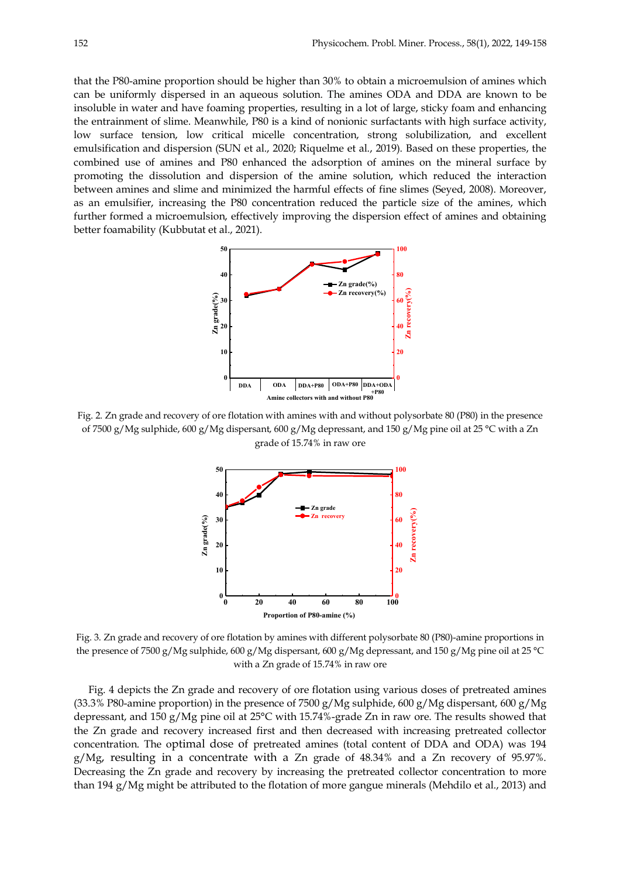that the P80-amine proportion should be higher than 30% to obtain a microemulsion of amines which can be uniformly dispersed in an aqueous solution. The amines ODA and DDA are known to be insoluble in water and have foaming properties, resulting in a lot of large, sticky foam and enhancing the entrainment of slime. Meanwhile, P80 is a kind of nonionic surfactants with high surface activity, low surface tension, low critical micelle concentration, strong solubilization, and excellent emulsification and dispersion (SUN et al., 2020; Riquelme et al., 2019). Based on these properties, the combined use of amines and P80 enhanced the adsorption of amines on the mineral surface by promoting the dissolution and dispersion of the amine solution, which reduced the interaction between amines and slime and minimized the harmful effects of fine slimes (Seyed, 2008). Moreover, as an emulsifier, increasing the P80 concentration reduced the particle size of the amines, which further formed a microemulsion, effectively improving the dispersion effect of amines and obtaining better foamability (Kubbutat et al., 2021).

Fig. 2. Zn grade and recovery of ore flotation with amines with and without polysorbate 80 (P80) in the presence of 7500 g/Mg sulphide, 600 g/Mg dispersant, 600 g/Mg depressant, and 150 g/Mg pine oil at 25 °C with a Zn grade of 15.74% in raw ore

Fig. 3. Zn grade and recovery of ore flotation by amines with different polysorbate 80 (P80)-amine proportions in the presence of 7500 g/Mg sulphide, 600 g/Mg dispersant, 600 g/Mg depressant, and 150 g/Mg pine oil at 25 °C with a Zn grade of 15.74% in raw ore

Fig. 4 depicts the Zn grade and recovery of ore flotation using various doses of pretreated amines (33.3% P80-amine proportion) in the presence of 7500 g/Mg sulphide, 600 g/Mg dispersant, 600 g/Mg depressant, and 150 g/Mg pine oil at 25°C with 15.74%-grade Zn in raw ore. The results showed that the Zn grade and recovery increased first and then decreased with increasing pretreated collector concentration. The optimal dose of pretreated amines (total content of DDA and ODA) was 194 g/Mg, resulting in a concentrate with a Zn grade of 48.34% and a Zn recovery of 95.97%. Decreasing the Zn grade and recovery by increasing the pretreated collector concentration to more than 194 g/Mg might be attributed to the flotation of more gangue minerals (Mehdilo et al., 2013) and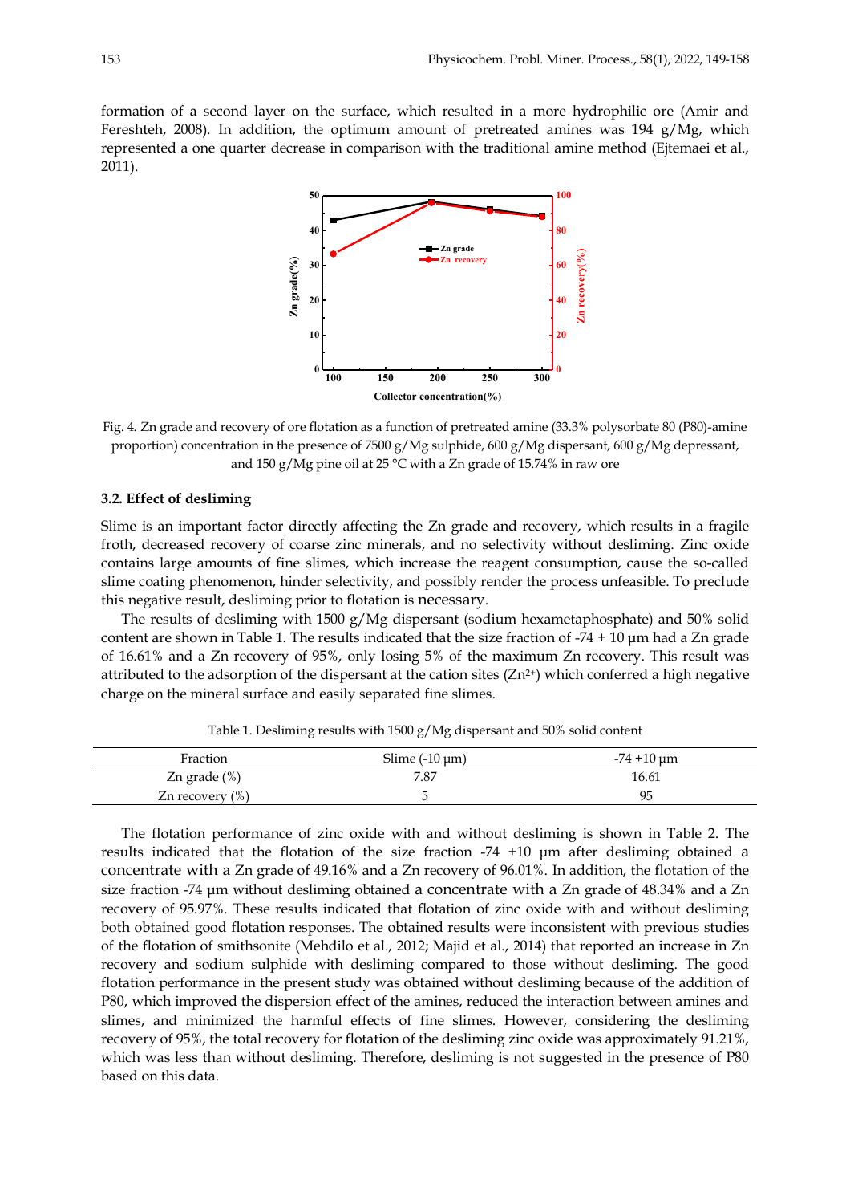formation of a second layer on the surface, which resulted in a more hydrophilic ore (Amir and Fereshteh, 2008). In addition, the optimum amount of pretreated amines was 194 g/Mg, which represented a one quarter decrease in comparison with the traditional amine method (Ejtemaei et al., 2011).

Fig. 4. Zn grade and recovery of ore flotation as a function of pretreated amine (33.3% polysorbate 80 (P80)-amine proportion) concentration in the presence of 7500 g/Mg sulphide, 600 g/Mg dispersant, 600 g/Mg depressant, and 150 g/Mg pine oil at 25 °C with a Zn grade of 15.74% in raw ore

### 3.2. Effect of desliming

Slime is an important factor directly affecting the Zn grade and recovery, which results in a fragile froth, decreased recovery of coarse zinc minerals, and no selectivity without desliming. Zinc oxide contains large amounts of fine slimes, which increase the reagent consumption, cause the so-called slime coating phenomenon, hinder selectivity, and possibly render the process unfeasible. To preclude this negative result, desliming prior to flotation is necessary.

The results of desliming with 1500 g/Mg dispersant (sodium hexametaphosphate) and 50% solid content are shown in Table 1. The results indicated that the size fraction of -74 + 10 µm had a Zn grade of 16.61% and a Zn recovery of 95%, only losing 5% of the maximum Zn recovery. This result was attributed to the adsorption of the dispersant at the cation sites ($Zn^{2+}$) which conferred a high negative charge on the mineral surface and easily separated fine slimes.

Table 1. Desliming results with 1500 g/Mg dispersant and 50% solid content

| Fraction | Slime (-10 µm) | -74 +10 µm |
|---|---|---|
| Zn grade (%) | 7.87 | 16.61 |
| Zn recovery (%) | 5 | 95 |

The flotation performance of zinc oxide with and without desliming is shown in Table 2. The results indicated that the flotation of the size fraction -74 +10 µm after desliming obtained a concentrate with a Zn grade of 49.16% and a Zn recovery of 96.01%. In addition, the flotation of the size fraction -74 µm without desliming obtained a concentrate with a Zn grade of 48.34% and a Zn recovery of 95.97%. These results indicated that flotation of zinc oxide with and without desliming both obtained good flotation responses. The obtained results were inconsistent with previous studies of the flotation of smithsonite (Mehdilo et al., 2012; Majid et al., 2014) that reported an increase in Zn recovery and sodium sulphide with desliming compared to those without desliming. The good flotation performance in the present study was obtained without desliming because of the addition of P80, which improved the dispersion effect of the amines, reduced the interaction between amines and slimes, and minimized the harmful effects of fine slimes. However, considering the desliming recovery of 95%, the total recovery for flotation of the desliming zinc oxide was approximately 91.21%, which was less than without desliming. Therefore, desliming is not suggested in the presence of P80 based on this data.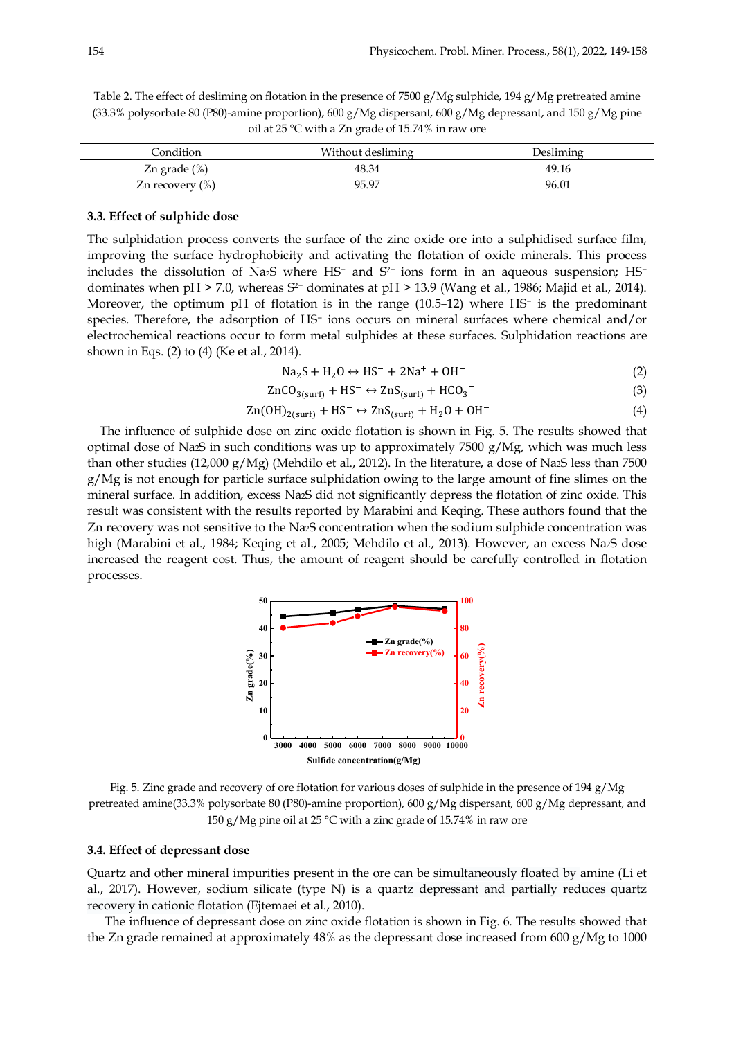Table 2. The effect of desliming on flotation in the presence of 7500 g/Mg sulphide, 194 g/Mg pretreated amine (33.3% polysorbate 80 (P80)-amine proportion), 600 g/Mg dispersant, 600 g/Mg depressant, and 150 g/Mg pine oil at 25 °C with a Zn grade of 15.74% in raw ore

| Condition | Without desliming | Desliming |
|---|---|---|
| Zn grade (%) | 48.34 | 49.16 |
| Zn recovery (%) | 95.97 | 96.01 |

### 3.3. Effect of sulphide dose

The sulphidation process converts the surface of the zinc oxide ore into a sulphidised surface film, improving the surface hydrophobicity and activating the flotation of oxide minerals. This process includes the dissolution of $Na_2S$ where $HS^-$ and $S^{2-}$ ions form in an aqueous suspension; $HS^-$ dominates when pH > 7.0, whereas $S^{2-}$ dominates at pH > 13.9 (Wang et al., 1986; Majid et al., 2014). Moreover, the optimum pH of flotation is in the range (10.5–12) where $HS^-$ is the predominant species. Therefore, the adsorption of $HS^-$ ions occurs on mineral surfaces where chemical and/or electrochemical reactions occur to form metal sulphides at these surfaces. Sulphidation reactions are shown in Eqs. (2) to (4) (Ke et al., 2014).

$$\mathrm{Na_2S + H_2O \leftrightarrow HS^- + 2Na^+ + OH^-} \tag{2}$$

$$\mathrm{ZnCO_{3(surf)} + HS^- \leftrightarrow ZnS_{(surf)} + HCO_3^-} \tag{3}$$

$$\mathrm{Zn(OH)_{2(surf)} + HS^- \leftrightarrow ZnS_{(surf)} + H_2O + OH^-} \tag{4}$$

The influence of sulphide dose on zinc oxide flotation is shown in Fig. 5. The results showed that optimal dose of $Na_2S$ in such conditions was up to approximately 7500 g/Mg, which was much less than other studies (12,000 g/Mg) (Mehdilo et al., 2012). In the literature, a dose of $Na_2S$ less than 7500 g/Mg is not enough for particle surface sulphidation owing to the large amount of fine slimes on the mineral surface. In addition, excess $Na_2S$ did not significantly depress the flotation of zinc oxide. This result was consistent with the results reported by Marabini and Keqing. These authors found that the Zn recovery was not sensitive to the $Na_2S$ concentration when the sodium sulphide concentration was high (Marabini et al., 1984; Keqing et al., 2005; Mehdilo et al., 2013). However, an excess $Na_2S$ dose increased the reagent cost. Thus, the amount of reagent should be carefully controlled in flotation processes.

Fig. 5. Zinc grade and recovery of ore flotation for various doses of sulphide in the presence of 194 g/Mg pretreated amine(33.3% polysorbate 80 (P80)-amine proportion), 600 g/Mg dispersant, 600 g/Mg depressant, and 150 g/Mg pine oil at 25 °C with a zinc grade of 15.74% in raw ore

### 3.4. Effect of depressant dose

Quartz and other mineral impurities present in the ore can be simultaneously floated by amine (Li et al., 2017). However, sodium silicate (type N) is a quartz depressant and partially reduces quartz recovery in cationic flotation (Ejtemaei et al., 2010).

The influence of depressant dose on zinc oxide flotation is shown in Fig. 6. The results showed that the Zn grade remained at approximately 48% as the depressant dose increased from 600 g/Mg to 1000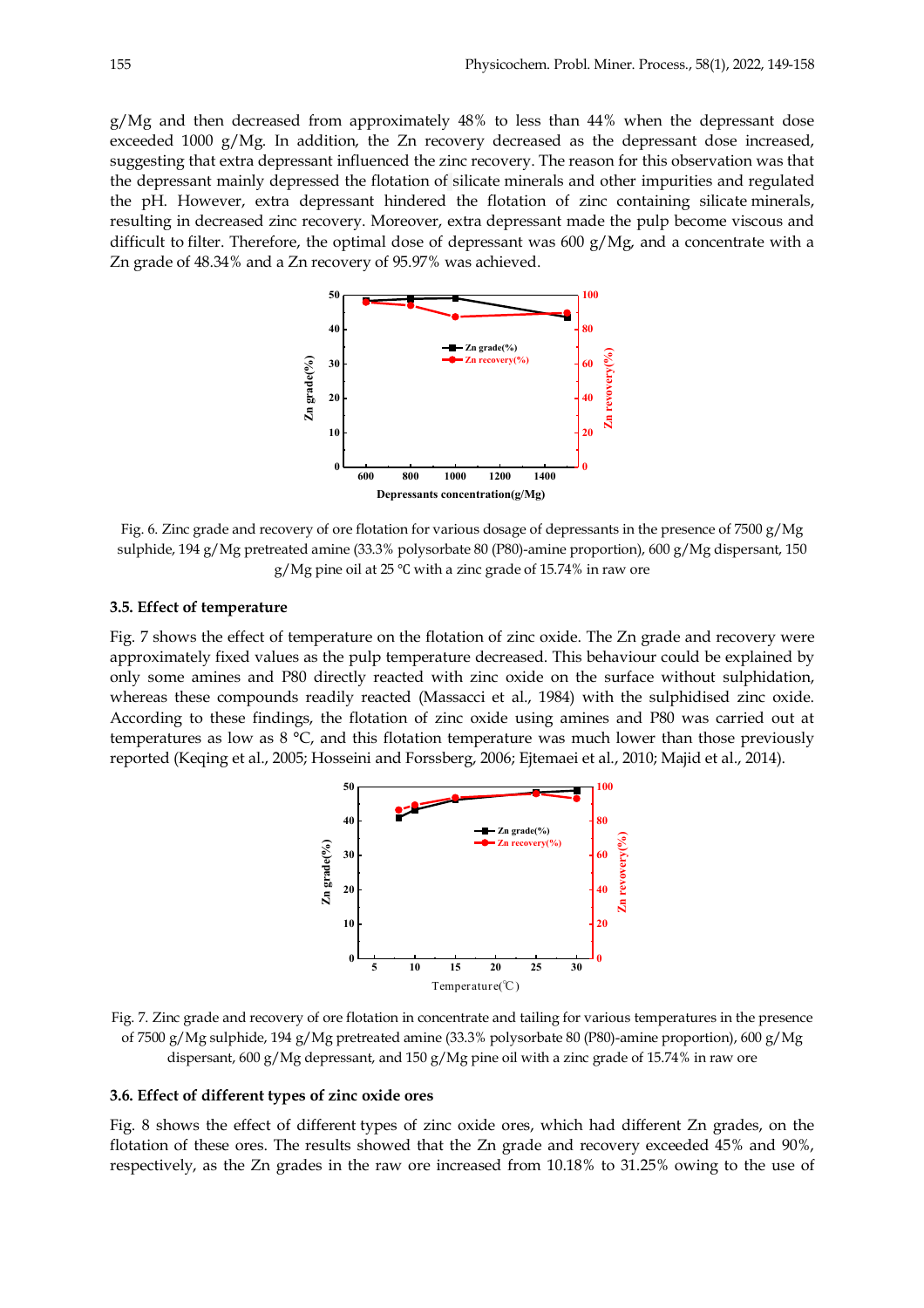g/Mg and then decreased from approximately 48% to less than 44% when the depressant dose exceeded 1000 g/Mg. In addition, the Zn recovery decreased as the depressant dose increased, suggesting that extra depressant influenced the zinc recovery. The reason for this observation was that the depressant mainly depressed the flotation of silicate minerals and other impurities and regulated the pH. However, extra depressant hindered the flotation of zinc containing silicate minerals, resulting in decreased zinc recovery. Moreover, extra depressant made the pulp become viscous and difficult to filter. Therefore, the optimal dose of depressant was 600 g/Mg, and a concentrate with a Zn grade of 48.34% and a Zn recovery of 95.97% was achieved.

Fig. 6. Zinc grade and recovery of ore flotation for various dosage of depressants in the presence of 7500 g/Mg sulphide, 194 g/Mg pretreated amine (33.3% polysorbate 80 (P80)-amine proportion), 600 g/Mg dispersant, 150 g/Mg pine oil at 25 ℃ with a zinc grade of 15.74% in raw ore

### 3.5. Effect of temperature

Fig. 7 shows the effect of temperature on the flotation of zinc oxide. The Zn grade and recovery were approximately fixed values as the pulp temperature decreased. This behaviour could be explained by only some amines and P80 directly reacted with zinc oxide on the surface without sulphidation, whereas these compounds readily reacted (Massacci et al., 1984) with the sulphidised zinc oxide. According to these findings, the flotation of zinc oxide using amines and P80 was carried out at temperatures as low as 8 °C, and this flotation temperature was much lower than those previously reported (Keqing et al., 2005; Hosseini and Forssberg, 2006; Ejtemaei et al., 2010; Majid et al., 2014).

Fig. 7. Zinc grade and recovery of ore flotation in concentrate and tailing for various temperatures in the presence of 7500 g/Mg sulphide, 194 g/Mg pretreated amine (33.3% polysorbate 80 (P80)-amine proportion), 600 g/Mg dispersant, 600 g/Mg depressant, and 150 g/Mg pine oil with a zinc grade of 15.74% in raw ore

### 3.6. Effect of different types of zinc oxide ores

Fig. 8 shows the effect of different types of zinc oxide ores, which had different Zn grades, on the flotation of these ores. The results showed that the Zn grade and recovery exceeded 45% and 90%, respectively, as the Zn grades in the raw ore increased from 10.18% to 31.25% owing to the use of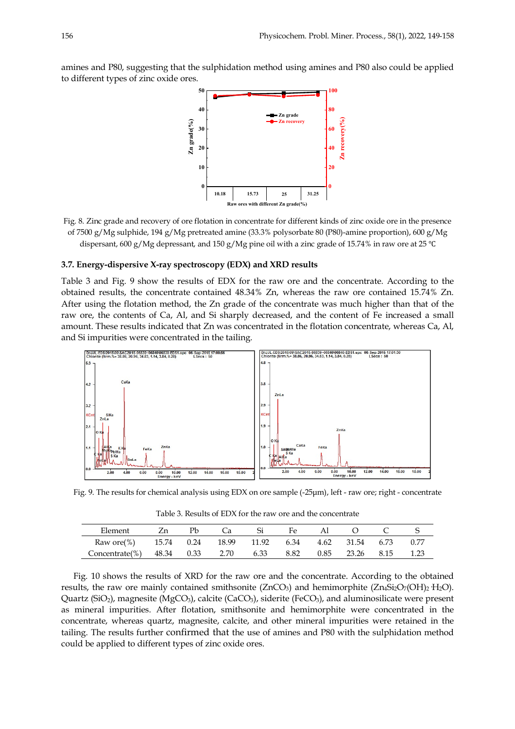amines and P80, suggesting that the sulphidation method using amines and P80 also could be applied to different types of zinc oxide ores.

Fig. 8. Zinc grade and recovery of ore flotation in concentrate for different kinds of zinc oxide ore in the presence of 7500 g/Mg sulphide, 194 g/Mg pretreated amine (33.3% polysorbate 80 (P80)-amine proportion), 600 g/Mg dispersant, 600 g/Mg depressant, and 150 g/Mg pine oil with a zinc grade of 15.74% in raw ore at 25 ℃

### 3.7. Energy-dispersive X-ray spectroscopy (EDX) and XRD results

Table 3 and Fig. 9 show the results of EDX for the raw ore and the concentrate. According to the obtained results, the concentrate contained 48.34% Zn, whereas the raw ore contained 15.74% Zn. After using the flotation method, the Zn grade of the concentrate was much higher than that of the raw ore, the contents of Ca, Al, and Si sharply decreased, and the content of Fe increased a small amount. These results indicated that Zn was concentrated in the flotation concentrate, whereas Ca, Al, and Si impurities were concentrated in the tailing.

Fig. 9. The results for chemical analysis using EDX on ore sample (-25μm), left - raw ore; right - concentrate

Table 3. Results of EDX for the raw ore and the concentrate

| Element | Zn | Pb | Ca | Si | Fe | Al | O | C | S |
|---|---|---|---|---|---|---|---|---|---|
| Raw ore(%) | 15.74 | 0.24 | 18.99 | 11.92 | 6.34 | 4.62 | 31.54 | 6.73 | 0.77 |
| Concentrate(%) | 48.34 | 0.33 | 2.70 | 6.33 | 8.82 | 0.85 | 23.26 | 8.15 | 1.23 |

Fig. 10 shows the results of XRD for the raw ore and the concentrate. According to the obtained results, the raw ore mainly contained smithsonite ($ZnCO_3$) and hemimorphite ($Zn_4Si_2O_7(OH)_2 \cdot H_2O$). Quartz ($SiO_2$), magnesite ($MgCO_3$), calcite ($CaCO_3$), siderite ($FeCO_3$), and aluminosilicate were present as mineral impurities. After flotation, smithsonite and hemimorphite were concentrated in the concentrate, whereas quartz, magnesite, calcite, and other mineral impurities were retained in the tailing. The results further confirmed that the use of amines and P80 with the sulphidation method could be applied to different types of zinc oxide ores.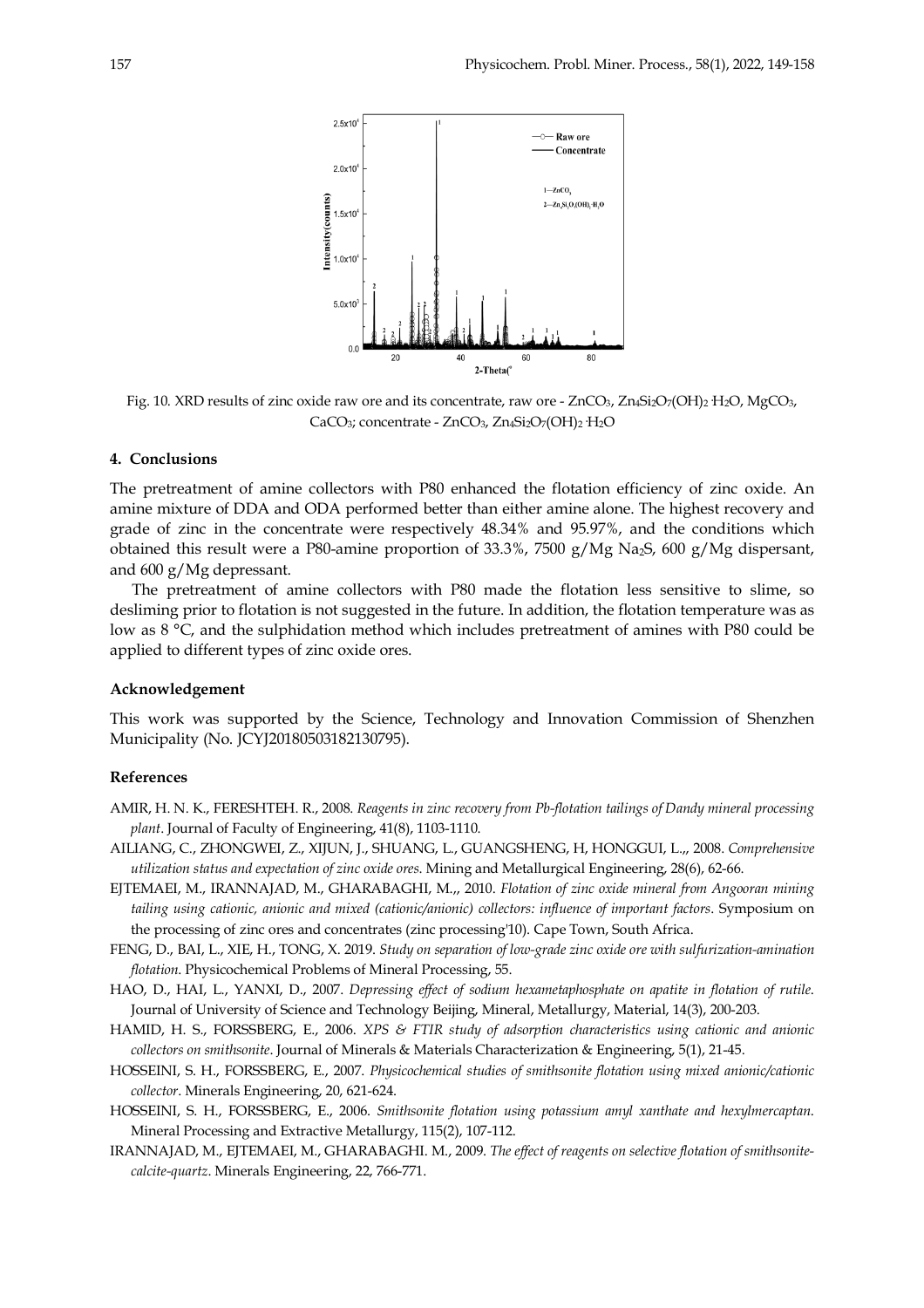Fig. 10. XRD results of zinc oxide raw ore and its concentrate, raw ore - $ZnCO_3$, $Zn_4Si_2O_7(OH)_2 \cdot H_2O$, $MgCO_3$, $CaCO_3$; concentrate - $ZnCO_3$, $Zn_4Si_2O_7(OH)_2 \cdot H_2O$

## 4. Conclusions

The pretreatment of amine collectors with P80 enhanced the flotation efficiency of zinc oxide. An amine mixture of DDA and ODA performed better than either amine alone. The highest recovery and grade of zinc in the concentrate were respectively 48.34% and 95.97%, and the conditions which obtained this result were a P80-amine proportion of 33.3%, 7500 g/Mg $Na_2S$, 600 g/Mg dispersant, and 600 g/Mg depressant.

The pretreatment of amine collectors with P80 made the flotation less sensitive to slime, so desliming prior to flotation is not suggested in the future. In addition, the flotation temperature was as low as 8 °C, and the sulphidation method which includes pretreatment of amines with P80 could be applied to different types of zinc oxide ores.

### Acknowledgement

This work was supported by the Science, Technology and Innovation Commission of Shenzhen Municipality (No. JCYJ20180503182130795).

### References

AMIR, H. N. K., FERESHTEH. R., 2008. *Reagents in zinc recovery from Pb-flotation tailings of Dandy mineral processing plant*. Journal of Faculty of Engineering, 41(8), 1103-1110.

AILIANG, C., ZHONGWEI, Z., XIJUN, J., SHUANG, L., GUANGSHENG, H, HONGGUI, L.,, 2008. *Comprehensive utilization status and expectation of zinc oxide ores*. Mining and Metallurgical Engineering, 28(6), 62-66.

EJTEMAEI, M., IRANNAJAD, M., GHARABAGHI, M.,, 2010. *Flotation of zinc oxide mineral from Angooran mining tailing using cationic, anionic and mixed (cationic/anionic) collectors: influence of important factors*. Symposium on the processing of zinc ores and concentrates (zinc processing'10). Cape Town, South Africa.

FENG, D., BAI, L., XIE, H., TONG, X. 2019. *Study on separation of low-grade zinc oxide ore with sulfurization-amination flotation*. Physicochemical Problems of Mineral Processing, 55.

HAO, D., HAI, L., YANXI, D., 2007. *Depressing effect of sodium hexametaphosphate on apatite in flotation of rutile*. Journal of University of Science and Technology Beijing, Mineral, Metallurgy, Material, 14(3), 200-203.

HAMID, H. S., FORSSBERG, E., 2006. *XPS & FTIR study of adsorption characteristics using cationic and anionic collectors on smithsonite*. Journal of Minerals & Materials Characterization & Engineering, 5(1), 21-45.

HOSSEINI, S. H., FORSSBERG, E., 2007. *Physicochemical studies of smithsonite flotation using mixed anionic/cationic collector*. Minerals Engineering, 20, 621-624.

HOSSEINI, S. H., FORSSBERG, E., 2006. *Smithsonite flotation using potassium amyl xanthate and hexylmercaptan*. Mineral Processing and Extractive Metallurgy, 115(2), 107-112.

IRANNAJAD, M., EJTEMAEI, M., GHARABAGHI. M., 2009. *The effect of reagents on selective flotation of smithsonite-calcite-quartz*. Minerals Engineering, 22, 766-771.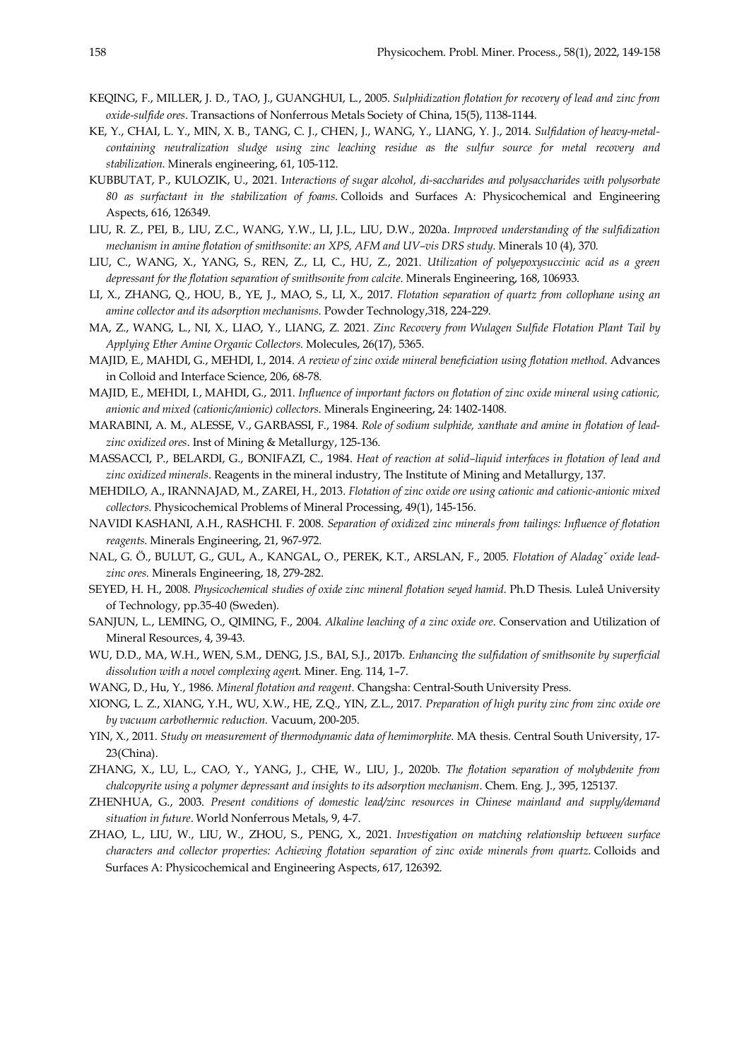KEQING, F., MILLER, J. D., TAO, J., GUANGHUI, L., 2005. *Sulphidization flotation for recovery of lead and zinc from oxide-sulfide ores*. Transactions of Nonferrous Metals Society of China, 15(5), 1138-1144.

KE, Y., CHAI, L. Y., MIN, X. B., TANG, C. J., CHEN, J., WANG, Y., LIANG, Y. J., 2014. *Sulfidation of heavy-metal-containing neutralization sludge using zinc leaching residue as the sulfur source for metal recovery and stabilization*. Minerals engineering, 61, 105-112.

KUBBUTAT, P., KULOZIK, U., 2021. I*nteractions of sugar alcohol, di-saccharides and polysaccharides with polysorbate 80 as surfactant in the stabilization of foams*. Colloids and Surfaces A: Physicochemical and Engineering Aspects, 616, 126349.

LIU, R. Z., PEI, B., LIU, Z.C., WANG, Y.W., LI, J.L., LIU, D.W., 2020a. *Improved understanding of the sulfidization mechanism in amine flotation of smithsonite: an XPS, AFM and UV–vis DRS study*. Minerals 10 (4), 370.

LIU, C., WANG, X., YANG, S., REN, Z., LI, C., HU, Z., 2021. *Utilization of polyepoxysuccinic acid as a green depressant for the flotation separation of smithsonite from calcite*. Minerals Engineering, 168, 106933.

LI, X., ZHANG, Q., HOU, B., YE, J., MAO, S., LI, X., 2017. *Flotation separation of quartz from collophane using an amine collector and its adsorption mechanisms*. Powder Technology,318, 224-229.

MA, Z., WANG, L., NI, X., LIAO, Y., LIANG, Z. 2021. *Zinc Recovery from Wulagen Sulfide Flotation Plant Tail by Applying Ether Amine Organic Collectors*. Molecules, 26(17), 5365.

MAJID, E., MAHDI, G., MEHDI, I., 2014. *A review of zinc oxide mineral beneficiation using flotation method*. Advances in Colloid and Interface Science, 206, 68-78.

MAJID, E., MEHDI, I., MAHDI, G., 2011. *Influence of important factors on flotation of zinc oxide mineral using cationic, anionic and mixed (cationic/anionic) collectors*. Minerals Engineering, 24: 1402-1408.

MARABINI, A. M., ALESSE, V., GARBASSI, F., 1984. *Role of sodium sulphide, xanthate and amine in flotation of lead-zinc oxidized ores*. Inst of Mining & Metallurgy, 125-136.

MASSACCI, P., BELARDI, G., BONIFAZI, C., 1984. *Heat of reaction at solid–liquid interfaces in flotation of lead and zinc oxidized minerals*. Reagents in the mineral industry, The Institute of Mining and Metallurgy, 137.

MEHDILO, A., IRANNAJAD, M., ZAREI, H., 2013. *Flotation of zinc oxide ore using cationic and cationic-anionic mixed collectors*. Physicochemical Problems of Mineral Processing, 49(1), 145-156.

NAVIDI KASHANI, A.H., RASHCHI. F. 2008. *Separation of oxidized zinc minerals from tailings: Influence of flotation reagents*. Minerals Engineering, 21, 967-972.

NAL, G. Ö., BULUT, G., GUL, A., KANGAL, O., PEREK, K.T., ARSLAN, F., 2005. *Flotation of Aladagˇ oxide lead-zinc ores*. Minerals Engineering, 18, 279-282.

SEYED, H. H., 2008. *Physicochemical studies of oxide zinc mineral flotation seyed hamid*. Ph.D Thesis. Luleå University of Technology, pp.35-40 (Sweden).

SANJUN, L., LEMING, O., QIMING, F., 2004. *Alkaline leaching of a zinc oxide ore*. Conservation and Utilization of Mineral Resources, 4, 39-43.

WU, D.D., MA, W.H., WEN, S.M., DENG, J.S., BAI, S.J., 2017b. *Enhancing the sulfidation of smithsonite by superficial dissolution with a novel complexing agen*t. Miner. Eng. 114, 1–7.

WANG, D., Hu, Y., 1986. *Mineral flotation and reagent*. Changsha: Central-South University Press.

XIONG, L. Z., XIANG, Y.H., WU, X.W., HE, Z.Q., YIN, Z.L., 2017. *Preparation of high purity zinc from zinc oxide ore by vacuum carbothermic reduction*. Vacuum, 200-205.

YIN, X., 2011. *Study on measurement of thermodynamic data of hemimorphite*. MA thesis. Central South University, 17-23(China).

ZHANG, X., LU, L., CAO, Y., YANG, J., CHE, W., LIU, J., 2020b. *The flotation separation of molybdenite from chalcopyrite using a polymer depressant and insights to its adsorption mechanism*. Chem. Eng. J., 395, 125137.

ZHENHUA, G., 2003. *Present conditions of domestic lead/zinc resources in Chinese mainland and supply/demand situation in future*. World Nonferrous Metals, 9, 4-7.

ZHAO, L., LIU, W., LIU, W., ZHOU, S., PENG, X., 2021. *Investigation on matching relationship between surface characters and collector properties: Achieving flotation separation of zinc oxide minerals from quartz*. Colloids and Surfaces A: Physicochemical and Engineering Aspects, 617, 126392.